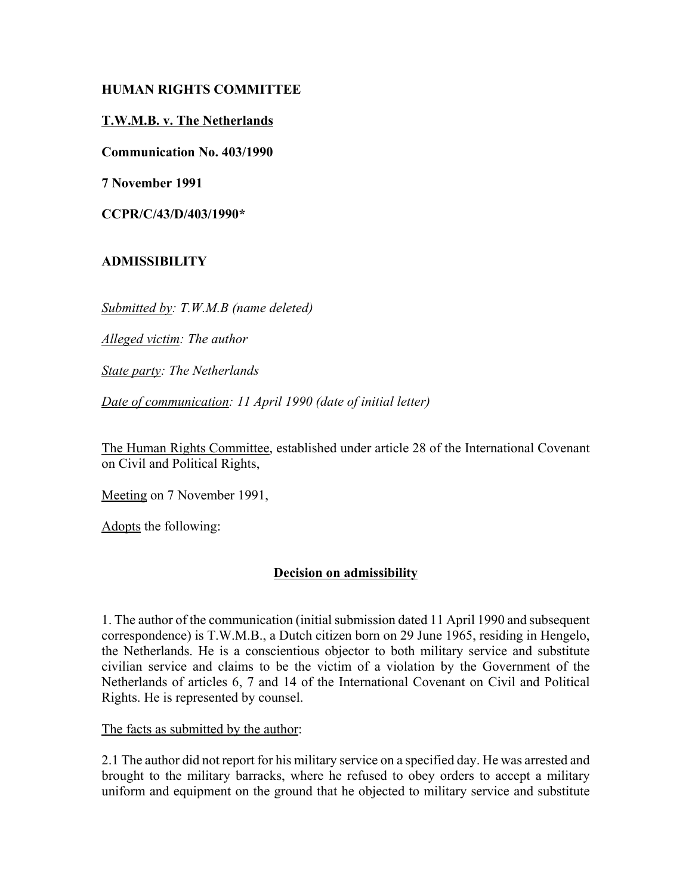**HUMAN RIGHTS COMMITTEE**

**T.W.M.B. v. The Netherlands**

**Communication No. 403/1990**

**7 November 1991**

**CCPR/C/43/D/403/1990***

**ADMISSIBILITY**

*Submitted by: T.W.M.B (name deleted)*

*Alleged victim: The author*

*State party: The Netherlands*

*Date of communication: 11 April 1990 (date of initial letter)*

The Human Rights Committee, established under article 28 of the International Covenant on Civil and Political Rights,

Meeting on 7 November 1991,

Adopts the following:

## Decision on admissibility

1. The author of the communication (initial submission dated 11 April 1990 and subsequent correspondence) is T.W.M.B., a Dutch citizen born on 29 June 1965, residing in Hengelo, the Netherlands. He is a conscientious objector to both military service and substitute civilian service and claims to be the victim of a violation by the Government of the Netherlands of articles 6, 7 and 14 of the International Covenant on Civil and Political Rights. He is represented by counsel.

The facts as submitted by the author:

2.1 The author did not report for his military service on a specified day. He was arrested and brought to the military barracks, where he refused to obey orders to accept a military uniform and equipment on the ground that he objected to military service and substitute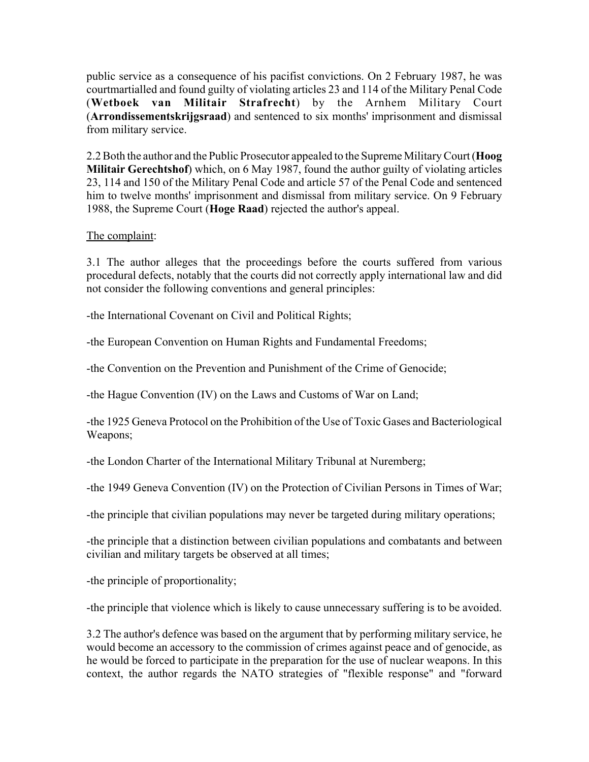public service as a consequence of his pacifist convictions. On 2 February 1987, he was courtmartialled and found guilty of violating articles 23 and 114 of the Military Penal Code (**Wetboek van Militair Strafrecht**) by the Arnhem Military Court (**Arrondissementskrijgsraad**) and sentenced to six months' imprisonment and dismissal from military service.

2.2 Both the author and the Public Prosecutor appealed to the Supreme Military Court (**Hoog Militair Gerechtshof**) which, on 6 May 1987, found the author guilty of violating articles 23, 114 and 150 of the Military Penal Code and article 57 of the Penal Code and sentenced him to twelve months' imprisonment and dismissal from military service. On 9 February 1988, the Supreme Court (**Hoge Raad**) rejected the author's appeal.

The complaint:

3.1 The author alleges that the proceedings before the courts suffered from various procedural defects, notably that the courts did not correctly apply international law and did not consider the following conventions and general principles:

-the International Covenant on Civil and Political Rights;

-the European Convention on Human Rights and Fundamental Freedoms;

-the Convention on the Prevention and Punishment of the Crime of Genocide;

-the Hague Convention (IV) on the Laws and Customs of War on Land;

-the 1925 Geneva Protocol on the Prohibition of the Use of Toxic Gases and Bacteriological Weapons;

-the London Charter of the International Military Tribunal at Nuremberg;

-the 1949 Geneva Convention (IV) on the Protection of Civilian Persons in Times of War;

-the principle that civilian populations may never be targeted during military operations;

-the principle that a distinction between civilian populations and combatants and between civilian and military targets be observed at all times;

-the principle of proportionality;

-the principle that violence which is likely to cause unnecessary suffering is to be avoided.

3.2 The author's defence was based on the argument that by performing military service, he would become an accessory to the commission of crimes against peace and of genocide, as he would be forced to participate in the preparation for the use of nuclear weapons. In this context, the author regards the NATO strategies of "flexible response" and "forward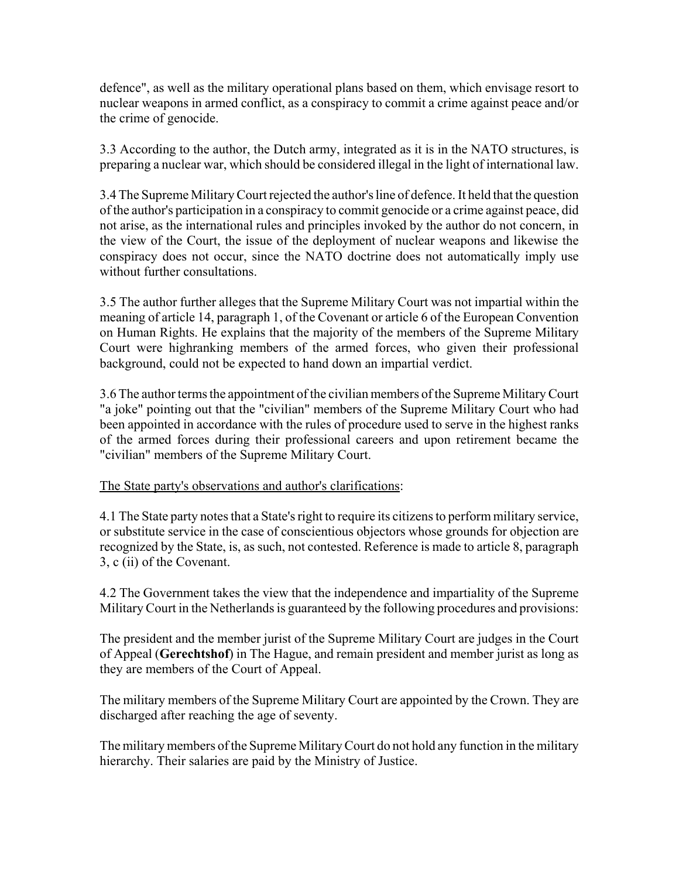defence", as well as the military operational plans based on them, which envisage resort to nuclear weapons in armed conflict, as a conspiracy to commit a crime against peace and/or the crime of genocide.

3.3 According to the author, the Dutch army, integrated as it is in the NATO structures, is preparing a nuclear war, which should be considered illegal in the light of international law.

3.4 The Supreme Military Court rejected the author's line of defence. It held that the question of the author's participation in a conspiracy to commit genocide or a crime against peace, did not arise, as the international rules and principles invoked by the author do not concern, in the view of the Court, the issue of the deployment of nuclear weapons and likewise the conspiracy does not occur, since the NATO doctrine does not automatically imply use without further consultations.

3.5 The author further alleges that the Supreme Military Court was not impartial within the meaning of article 14, paragraph 1, of the Covenant or article 6 of the European Convention on Human Rights. He explains that the majority of the members of the Supreme Military Court were highranking members of the armed forces, who given their professional background, could not be expected to hand down an impartial verdict.

3.6 The author terms the appointment of the civilian members of the Supreme Military Court "a joke" pointing out that the "civilian" members of the Supreme Military Court who had been appointed in accordance with the rules of procedure used to serve in the highest ranks of the armed forces during their professional careers and upon retirement became the "civilian" members of the Supreme Military Court.

<u>The State party's observations and author's clarifications</u>:

4.1 The State party notes that a State's right to require its citizens to perform military service, or substitute service in the case of conscientious objectors whose grounds for objection are recognized by the State, is, as such, not contested. Reference is made to article 8, paragraph 3, c (ii) of the Covenant.

4.2 The Government takes the view that the independence and impartiality of the Supreme Military Court in the Netherlands is guaranteed by the following procedures and provisions:

The president and the member jurist of the Supreme Military Court are judges in the Court of Appeal (**Gerechtshof**) in The Hague, and remain president and member jurist as long as they are members of the Court of Appeal.

The military members of the Supreme Military Court are appointed by the Crown. They are discharged after reaching the age of seventy.

The military members of the Supreme Military Court do not hold any function in the military hierarchy. Their salaries are paid by the Ministry of Justice.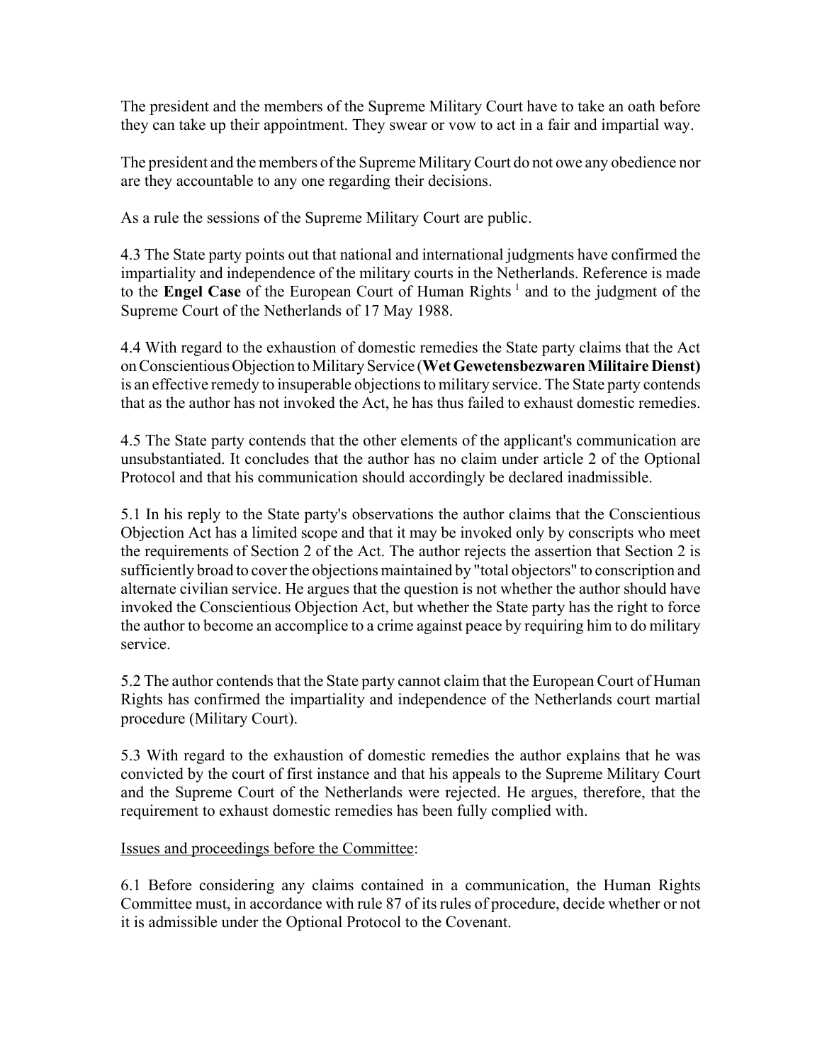The president and the members of the Supreme Military Court have to take an oath before they can take up their appointment. They swear or vow to act in a fair and impartial way.

The president and the members of the Supreme Military Court do not owe any obedience nor are they accountable to any one regarding their decisions.

As a rule the sessions of the Supreme Military Court are public.

4.3 The State party points out that national and international judgments have confirmed the impartiality and independence of the military courts in the Netherlands. Reference is made to the **Engel Case** of the European Court of Human Rights [1] and to the judgment of the Supreme Court of the Netherlands of 17 May 1988.

4.4 With regard to the exhaustion of domestic remedies the State party claims that the Act on Conscientious Objection to Military Service (**Wet Gewetensbezwaren Militaire Dienst)** is an effective remedy to insuperable objections to military service. The State party contends that as the author has not invoked the Act, he has thus failed to exhaust domestic remedies.

4.5 The State party contends that the other elements of the applicant's communication are unsubstantiated. It concludes that the author has no claim under article 2 of the Optional Protocol and that his communication should accordingly be declared inadmissible.

5.1 In his reply to the State party's observations the author claims that the Conscientious Objection Act has a limited scope and that it may be invoked only by conscripts who meet the requirements of Section 2 of the Act. The author rejects the assertion that Section 2 is sufficiently broad to cover the objections maintained by "total objectors" to conscription and alternate civilian service. He argues that the question is not whether the author should have invoked the Conscientious Objection Act, but whether the State party has the right to force the author to become an accomplice to a crime against peace by requiring him to do military service.

5.2 The author contends that the State party cannot claim that the European Court of Human Rights has confirmed the impartiality and independence of the Netherlands court martial procedure (Military Court).

5.3 With regard to the exhaustion of domestic remedies the author explains that he was convicted by the court of first instance and that his appeals to the Supreme Military Court and the Supreme Court of the Netherlands were rejected. He argues, therefore, that the requirement to exhaust domestic remedies has been fully complied with.

<u>Issues and proceedings before the Committee</u>:

6.1 Before considering any claims contained in a communication, the Human Rights Committee must, in accordance with rule 87 of its rules of procedure, decide whether or not it is admissible under the Optional Protocol to the Covenant.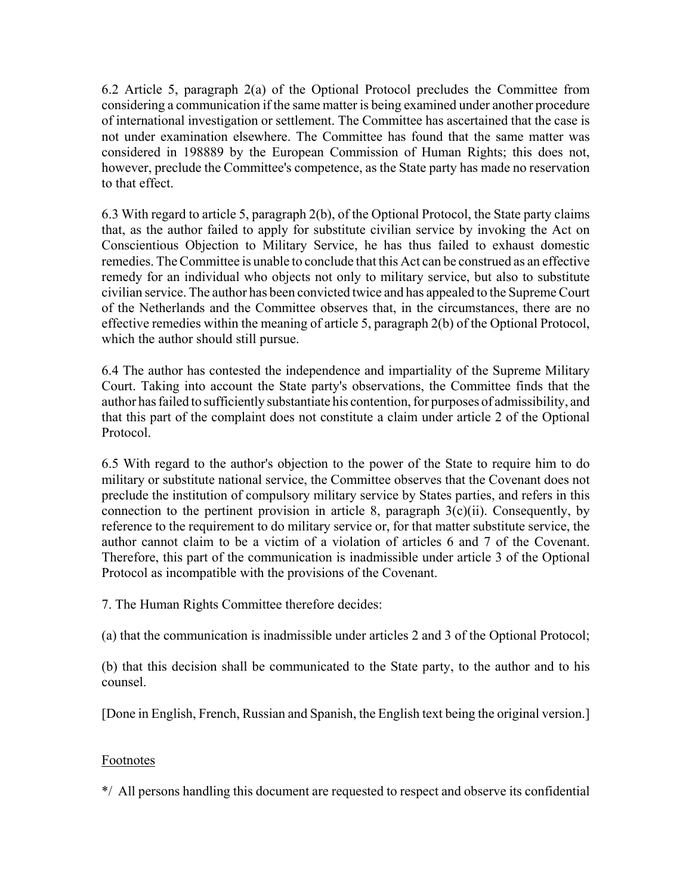6.2 Article 5, paragraph 2(a) of the Optional Protocol precludes the Committee from considering a communication if the same matter is being examined under another procedure of international investigation or settlement. The Committee has ascertained that the case is not under examination elsewhere. The Committee has found that the same matter was considered in 198889 by the European Commission of Human Rights; this does not, however, preclude the Committee's competence, as the State party has made no reservation to that effect.

6.3 With regard to article 5, paragraph 2(b), of the Optional Protocol, the State party claims that, as the author failed to apply for substitute civilian service by invoking the Act on Conscientious Objection to Military Service, he has thus failed to exhaust domestic remedies. The Committee is unable to conclude that this Act can be construed as an effective remedy for an individual who objects not only to military service, but also to substitute civilian service. The author has been convicted twice and has appealed to the Supreme Court of the Netherlands and the Committee observes that, in the circumstances, there are no effective remedies within the meaning of article 5, paragraph 2(b) of the Optional Protocol, which the author should still pursue.

6.4 The author has contested the independence and impartiality of the Supreme Military Court. Taking into account the State party's observations, the Committee finds that the author has failed to sufficiently substantiate his contention, for purposes of admissibility, and that this part of the complaint does not constitute a claim under article 2 of the Optional Protocol.

6.5 With regard to the author's objection to the power of the State to require him to do military or substitute national service, the Committee observes that the Covenant does not preclude the institution of compulsory military service by States parties, and refers in this connection to the pertinent provision in article 8, paragraph 3(c)(ii). Consequently, by reference to the requirement to do military service or, for that matter substitute service, the author cannot claim to be a victim of a violation of articles 6 and 7 of the Covenant. Therefore, this part of the communication is inadmissible under article 3 of the Optional Protocol as incompatible with the provisions of the Covenant.

7. The Human Rights Committee therefore decides:

(a) that the communication is inadmissible under articles 2 and 3 of the Optional Protocol;

(b) that this decision shall be communicated to the State party, to the author and to his counsel.

[Done in English, French, Russian and Spanish, the English text being the original version.]

Footnotes

*/ All persons handling this document are requested to respect and observe its confidential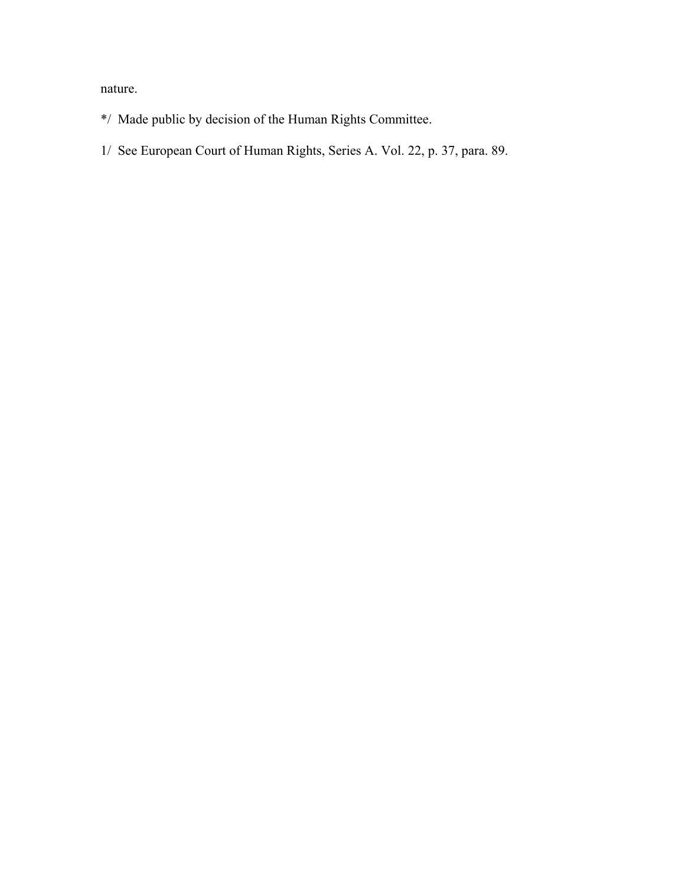nature.

*/ Made public by decision of the Human Rights Committee.

1/ See European Court of Human Rights, Series A. Vol. 22, p. 37, para. 89.